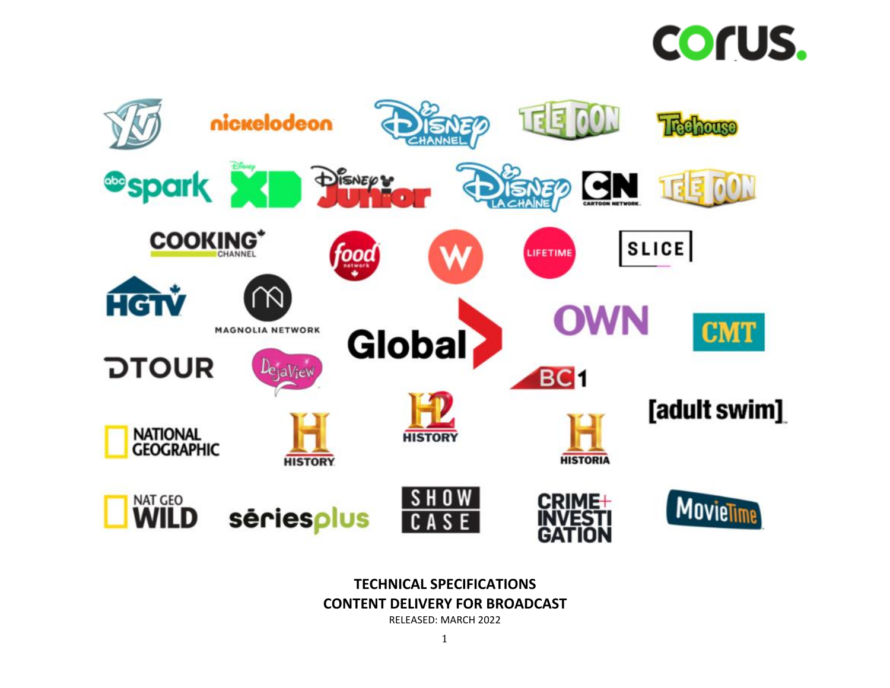# TECHNICAL SPECIFICATIONS
## CONTENT DELIVERY FOR BROADCAST

RELEASED: MARCH 2022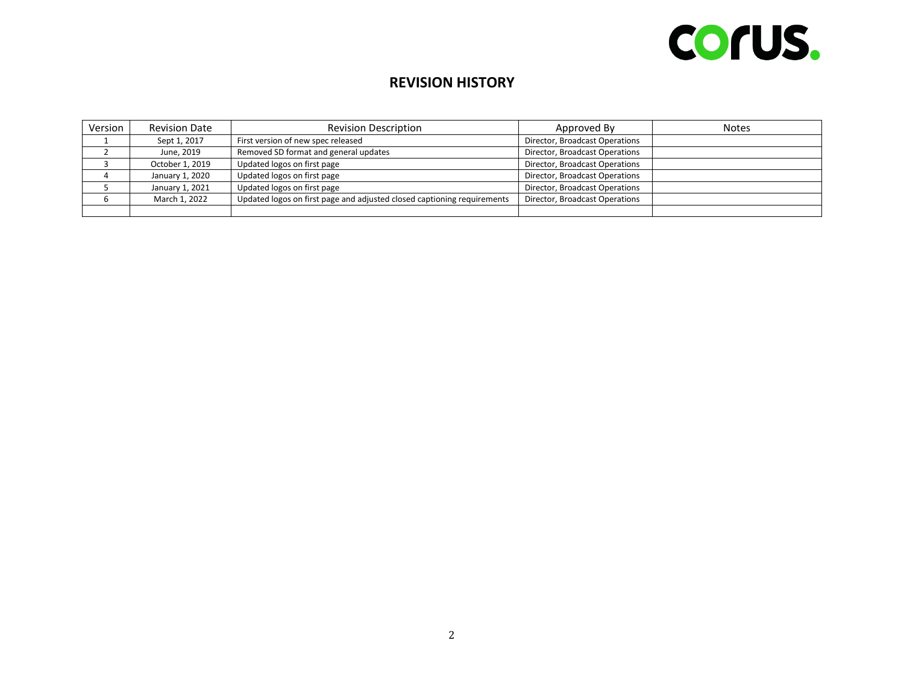## REVISION HISTORY

| Version | Revision Date | Revision Description | Approved By | Notes |
|---|---|---|---|---|
| 1 | Sept 1, 2017 | First version of new spec released | Director, Broadcast Operations | |
| 2 | June, 2019 | Removed SD format and general updates | Director, Broadcast Operations | |
| 3 | October 1, 2019 | Updated logos on first page | Director, Broadcast Operations | |
| 4 | January 1, 2020 | Updated logos on first page | Director, Broadcast Operations | |
| 5 | January 1, 2021 | Updated logos on first page | Director, Broadcast Operations | |
| 6 | March 1, 2022 | Updated logos on first page and adjusted closed captioning requirements | Director, Broadcast Operations | |
| | | | | |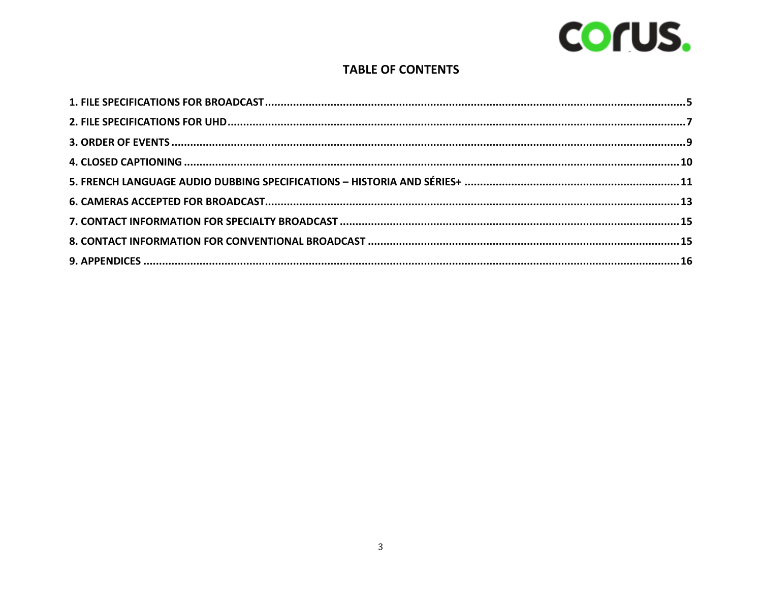## TABLE OF CONTENTS

1. FILE SPECIFICATIONS FOR BROADCAST ........ 5
2. FILE SPECIFICATIONS FOR UHD ........ 7
3. ORDER OF EVENTS ........ 9
4. CLOSED CAPTIONING ........ 10
5. FRENCH LANGUAGE AUDIO DUBBING SPECIFICATIONS – HISTORIA AND SÉRIES+ ........ 11
6. CAMERAS ACCEPTED FOR BROADCAST ........ 13
7. CONTACT INFORMATION FOR SPECIALTY BROADCAST ........ 15
8. CONTACT INFORMATION FOR CONVENTIONAL BROADCAST ........ 15
9. APPENDICES ........ 16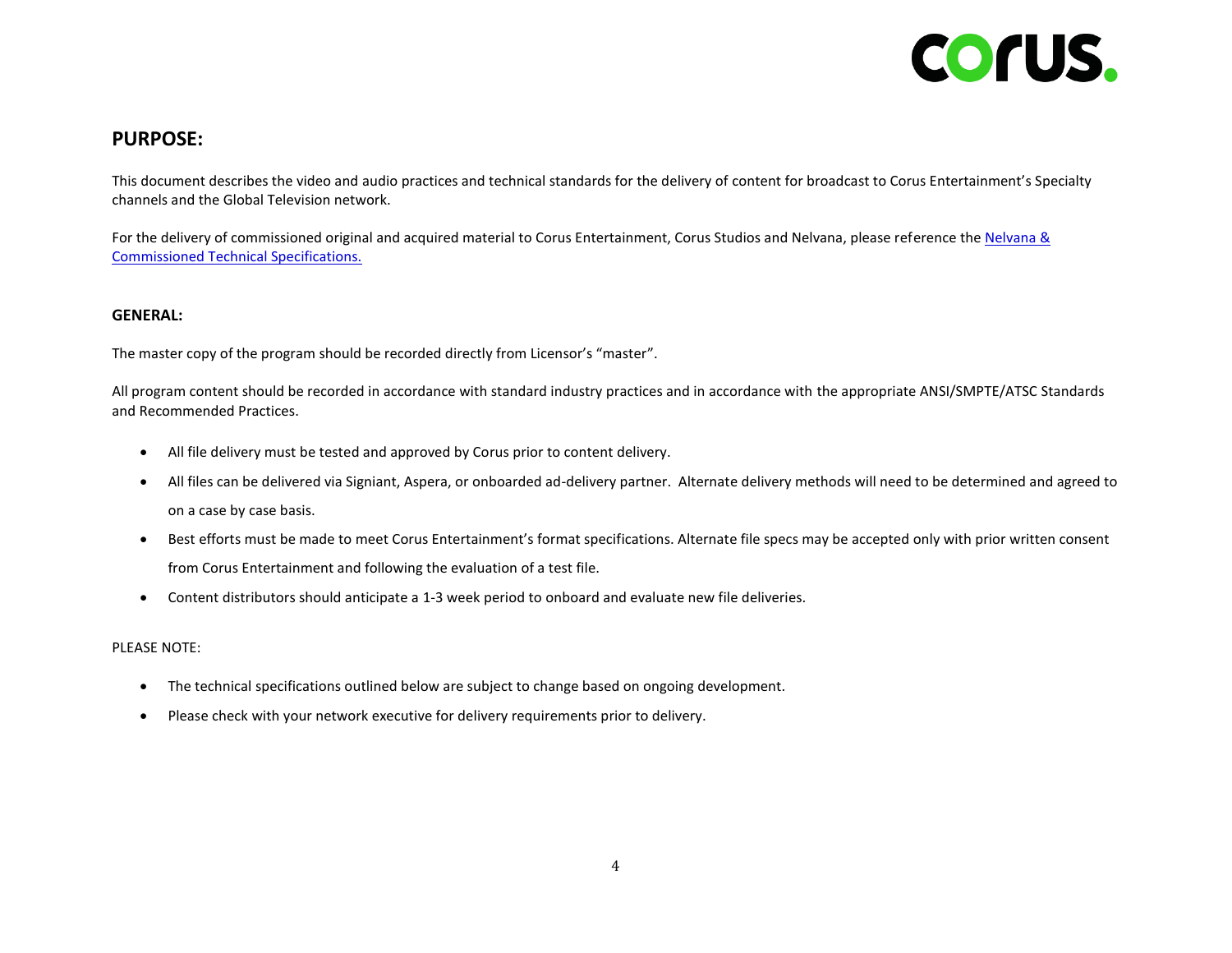## PURPOSE:

This document describes the video and audio practices and technical standards for the delivery of content for broadcast to Corus Entertainment's Specialty channels and the Global Television network.

For the delivery of commissioned original and acquired material to Corus Entertainment, Corus Studios and Nelvana, please reference the Nelvana & Commissioned Technical Specifications.

### GENERAL:

The master copy of the program should be recorded directly from Licensor's "master".

All program content should be recorded in accordance with standard industry practices and in accordance with the appropriate ANSI/SMPTE/ATSC Standards and Recommended Practices.

- All file delivery must be tested and approved by Corus prior to content delivery.
- All files can be delivered via Signiant, Aspera, or onboarded ad-delivery partner. Alternate delivery methods will need to be determined and agreed to on a case by case basis.
- Best efforts must be made to meet Corus Entertainment's format specifications. Alternate file specs may be accepted only with prior written consent from Corus Entertainment and following the evaluation of a test file.
- Content distributors should anticipate a 1-3 week period to onboard and evaluate new file deliveries.

PLEASE NOTE:

- The technical specifications outlined below are subject to change based on ongoing development.
- Please check with your network executive for delivery requirements prior to delivery.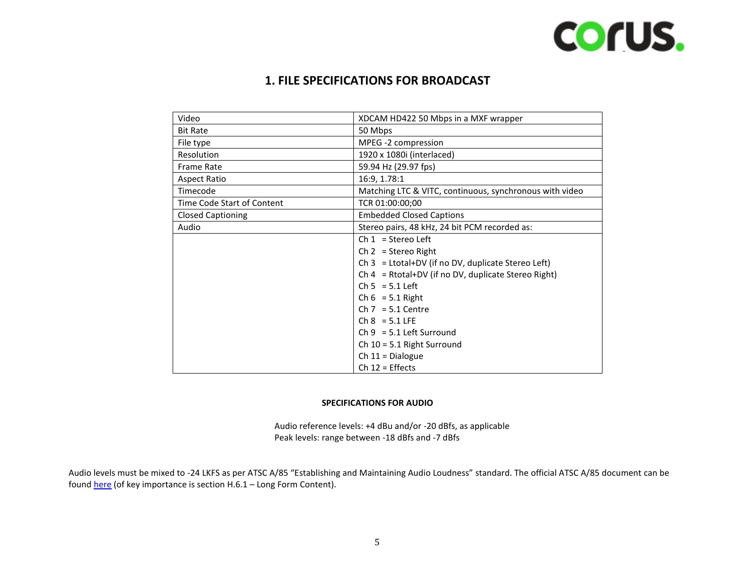# 1. FILE SPECIFICATIONS FOR BROADCAST

| Video | XDCAM HD422 50 Mbps in a MXF wrapper |
|---|---|
| Bit Rate | 50 Mbps |
| File type | MPEG -2 compression |
| Resolution | 1920 x 1080i (interlaced) |
| Frame Rate | 59.94 Hz (29.97 fps) |
| Aspect Ratio | 16:9, 1.78:1 |
| Timecode | Matching LTC & VITC, continuous, synchronous with video |
| Time Code Start of Content | TCR 01:00:00;00 |
| Closed Captioning | Embedded Closed Captions |
| Audio | Stereo pairs, 48 kHz, 24 bit PCM recorded as: |
| | Ch 1 = Stereo Left<br>Ch 2 = Stereo Right<br>Ch 3 = Ltotal+DV (if no DV, duplicate Stereo Left)<br>Ch 4 = Rtotal+DV (if no DV, duplicate Stereo Right)<br>Ch 5 = 5.1 Left<br>Ch 6 = 5.1 Right<br>Ch 7 = 5.1 Centre<br>Ch 8 = 5.1 LFE<br>Ch 9 = 5.1 Left Surround<br>Ch 10 = 5.1 Right Surround<br>Ch 11 = Dialogue<br>Ch 12 = Effects |

**SPECIFICATIONS FOR AUDIO**

Audio reference levels: +4 dBu and/or -20 dBfs, as applicable
Peak levels: range between -18 dBfs and -7 dBfs

Audio levels must be mixed to -24 LKFS as per ATSC A/85 "Establishing and Maintaining Audio Loudness" standard. The official ATSC A/85 document can be found here (of key importance is section H.6.1 – Long Form Content).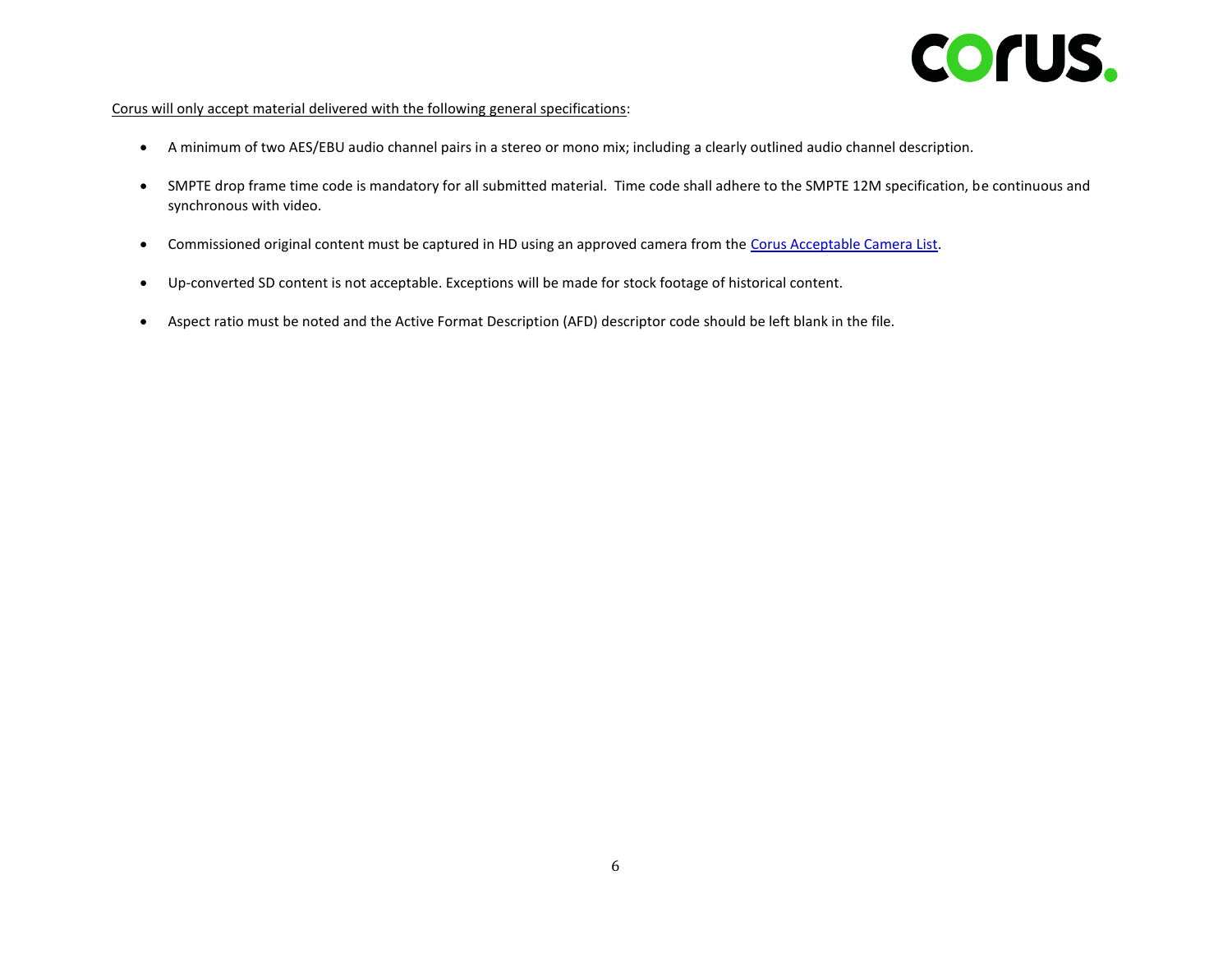Corus will only accept material delivered with the following general specifications:

- A minimum of two AES/EBU audio channel pairs in a stereo or mono mix; including a clearly outlined audio channel description.

- SMPTE drop frame time code is mandatory for all submitted material. Time code shall adhere to the SMPTE 12M specification, be continuous and synchronous with video.

- Commissioned original content must be captured in HD using an approved camera from the Corus Acceptable Camera List.

- Up-converted SD content is not acceptable. Exceptions will be made for stock footage of historical content.

- Aspect ratio must be noted and the Active Format Description (AFD) descriptor code should be left blank in the file.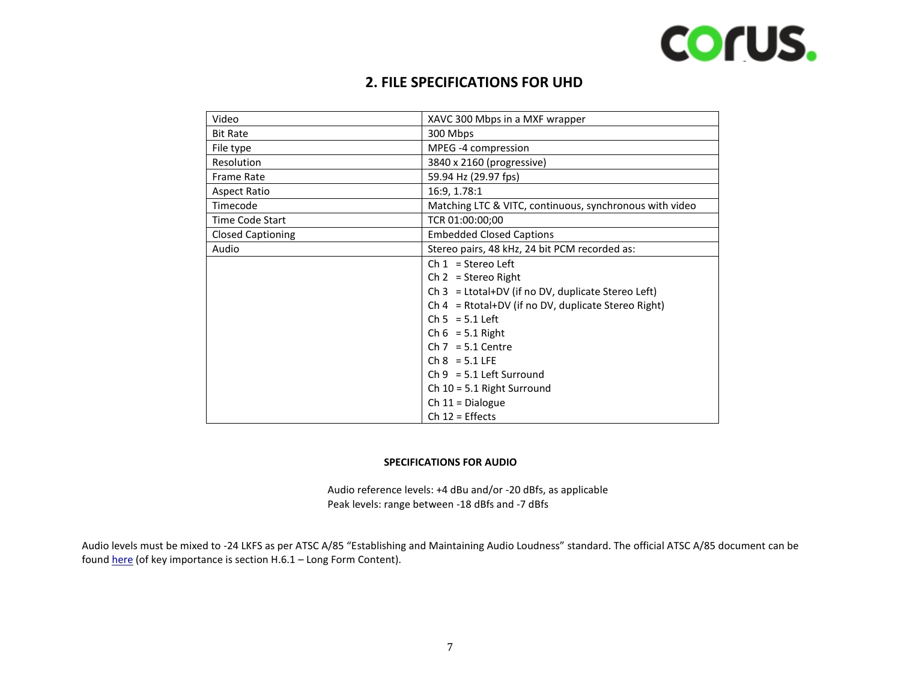## 2. FILE SPECIFICATIONS FOR UHD

| | |
|---|---|
| Video | XAVC 300 Mbps in a MXF wrapper |
| Bit Rate | 300 Mbps |
| File type | MPEG -4 compression |
| Resolution | 3840 x 2160 (progressive) |
| Frame Rate | 59.94 Hz (29.97 fps) |
| Aspect Ratio | 16:9, 1.78:1 |
| Timecode | Matching LTC & VITC, continuous, synchronous with video |
| Time Code Start | TCR 01:00:00;00 |
| Closed Captioning | Embedded Closed Captions |
| Audio | Stereo pairs, 48 kHz, 24 bit PCM recorded as: |
| | Ch 1 = Stereo Left<br>Ch 2 = Stereo Right<br>Ch 3 = Ltotal+DV (if no DV, duplicate Stereo Left)<br>Ch 4 = Rtotal+DV (if no DV, duplicate Stereo Right)<br>Ch 5 = 5.1 Left<br>Ch 6 = 5.1 Right<br>Ch 7 = 5.1 Centre<br>Ch 8 = 5.1 LFE<br>Ch 9 = 5.1 Left Surround<br>Ch 10 = 5.1 Right Surround<br>Ch 11 = Dialogue<br>Ch 12 = Effects |

**SPECIFICATIONS FOR AUDIO**

Audio reference levels: +4 dBu and/or -20 dBfs, as applicable
Peak levels: range between -18 dBfs and -7 dBfs

Audio levels must be mixed to -24 LKFS as per ATSC A/85 "Establishing and Maintaining Audio Loudness" standard. The official ATSC A/85 document can be found here (of key importance is section H.6.1 – Long Form Content).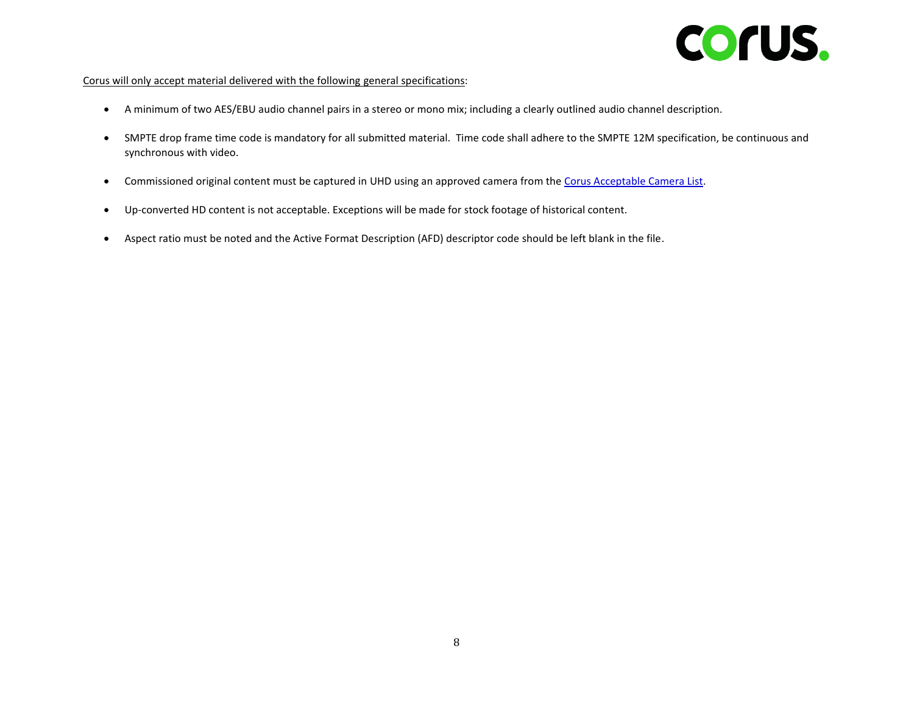Corus will only accept material delivered with the following general specifications:

- A minimum of two AES/EBU audio channel pairs in a stereo or mono mix; including a clearly outlined audio channel description.

- SMPTE drop frame time code is mandatory for all submitted material. Time code shall adhere to the SMPTE 12M specification, be continuous and synchronous with video.

- Commissioned original content must be captured in UHD using an approved camera from the Corus Acceptable Camera List.

- Up-converted HD content is not acceptable. Exceptions will be made for stock footage of historical content.

- Aspect ratio must be noted and the Active Format Description (AFD) descriptor code should be left blank in the file.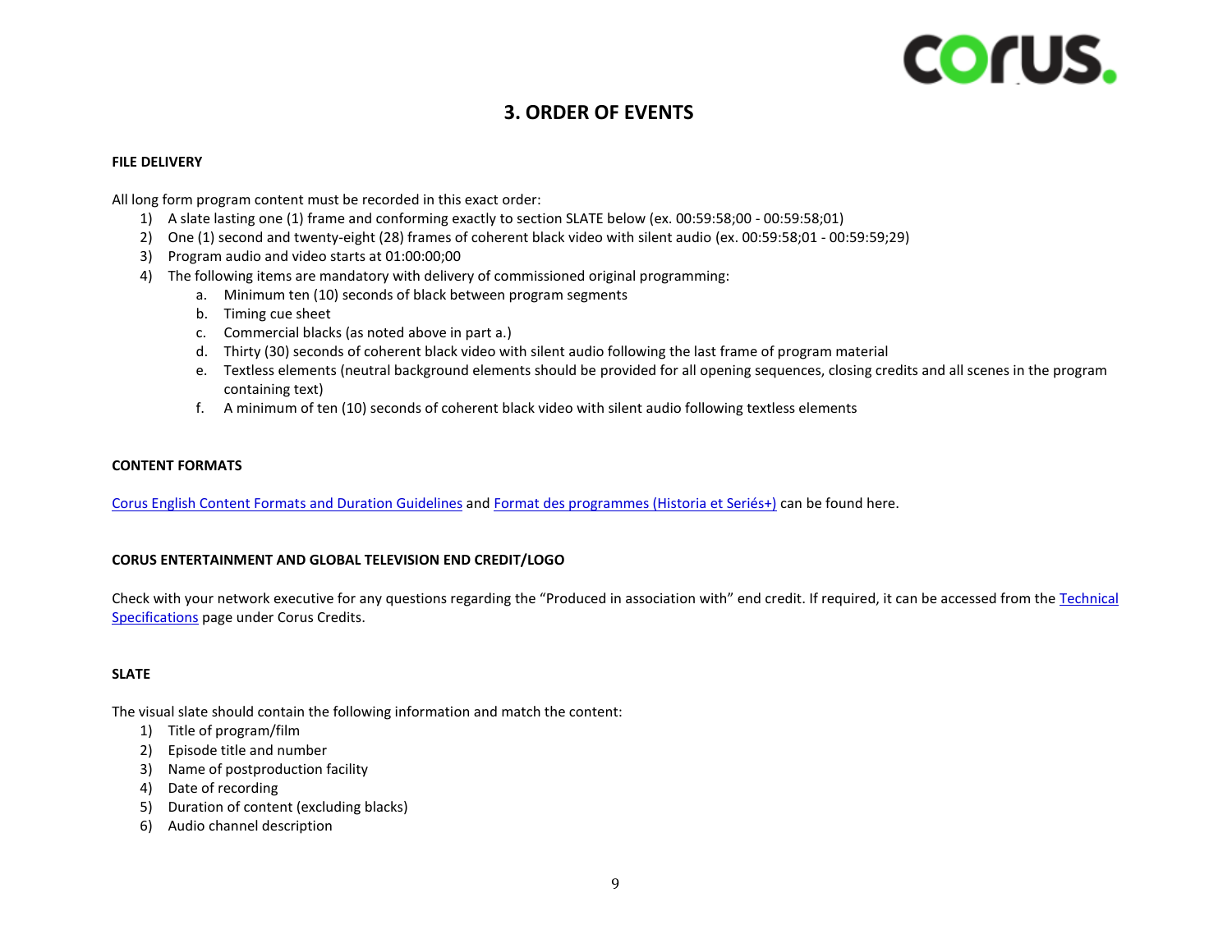# 3. ORDER OF EVENTS

**FILE DELIVERY**

All long form program content must be recorded in this exact order:

1) A slate lasting one (1) frame and conforming exactly to section SLATE below (ex. 00:59:58;00 - 00:59:58;01)
2) One (1) second and twenty-eight (28) frames of coherent black video with silent audio (ex. 00:59:58;01 - 00:59:59;29)
3) Program audio and video starts at 01:00:00;00
4) The following items are mandatory with delivery of commissioned original programming:
   a. Minimum ten (10) seconds of black between program segments
   b. Timing cue sheet
   c. Commercial blacks (as noted above in part a.)
   d. Thirty (30) seconds of coherent black video with silent audio following the last frame of program material
   e. Textless elements (neutral background elements should be provided for all opening sequences, closing credits and all scenes in the program containing text)
   f. A minimum of ten (10) seconds of coherent black video with silent audio following textless elements

**CONTENT FORMATS**

Corus English Content Formats and Duration Guidelines and Format des programmes (Historia et Seriés+) can be found here.

**CORUS ENTERTAINMENT AND GLOBAL TELEVISION END CREDIT/LOGO**

Check with your network executive for any questions regarding the "Produced in association with" end credit. If required, it can be accessed from the Technical Specifications page under Corus Credits.

**SLATE**

The visual slate should contain the following information and match the content:

1) Title of program/film
2) Episode title and number
3) Name of postproduction facility
4) Date of recording
5) Duration of content (excluding blacks)
6) Audio channel description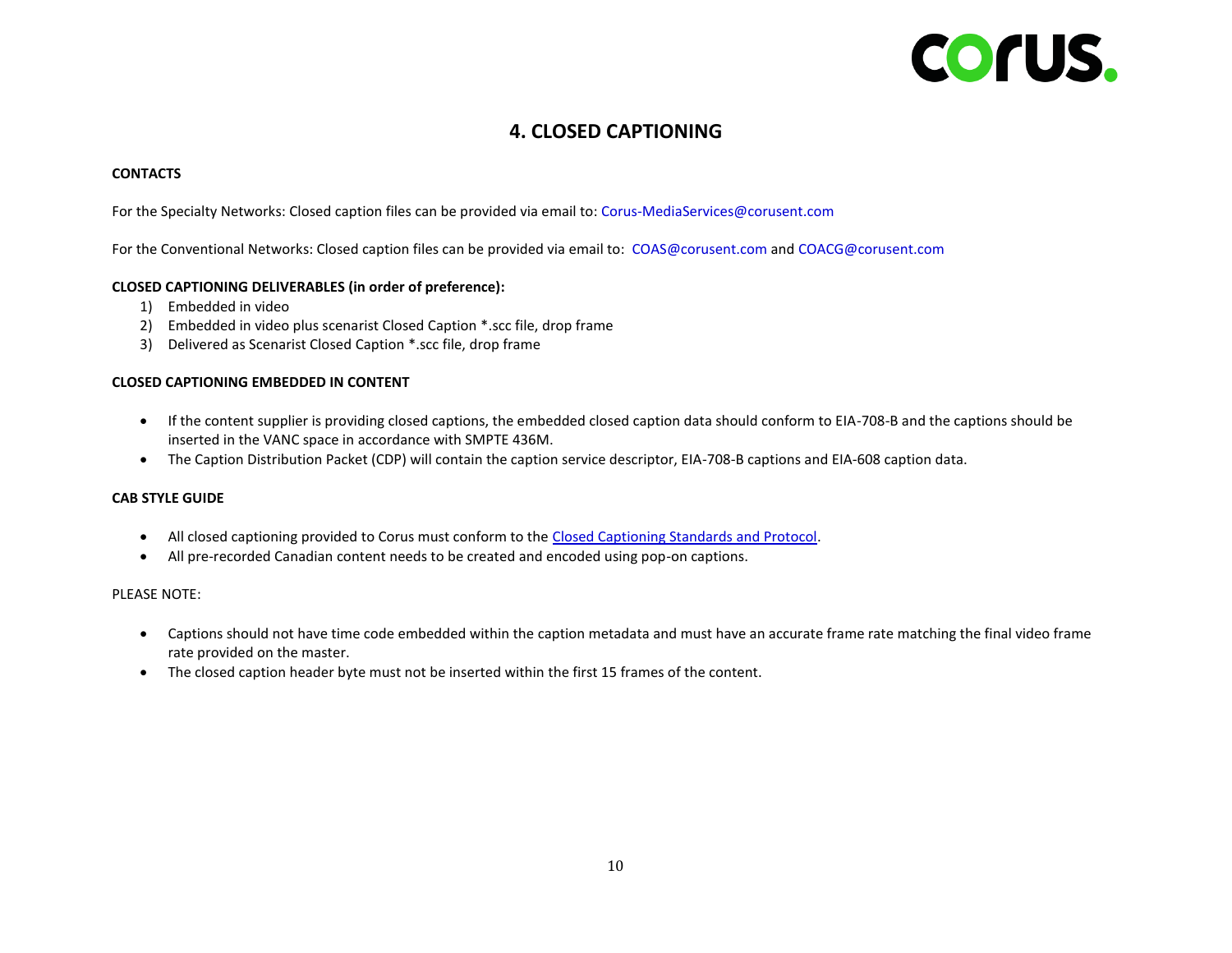## 4. CLOSED CAPTIONING

**CONTACTS**

For the Specialty Networks: Closed caption files can be provided via email to: Corus-MediaServices@corusent.com

For the Conventional Networks: Closed caption files can be provided via email to: COAS@corusent.com and COACG@corusent.com

**CLOSED CAPTIONING DELIVERABLES (in order of preference):**

1) Embedded in video
2) Embedded in video plus scenarist Closed Caption *.scc file, drop frame
3) Delivered as Scenarist Closed Caption *.scc file, drop frame

**CLOSED CAPTIONING EMBEDDED IN CONTENT**

- If the content supplier is providing closed captions, the embedded closed caption data should conform to EIA-708-B and the captions should be inserted in the VANC space in accordance with SMPTE 436M.
- The Caption Distribution Packet (CDP) will contain the caption service descriptor, EIA-708-B captions and EIA-608 caption data.

**CAB STYLE GUIDE**

- All closed captioning provided to Corus must conform to the Closed Captioning Standards and Protocol.
- All pre-recorded Canadian content needs to be created and encoded using pop-on captions.

PLEASE NOTE:

- Captions should not have time code embedded within the caption metadata and must have an accurate frame rate matching the final video frame rate provided on the master.
- The closed caption header byte must not be inserted within the first 15 frames of the content.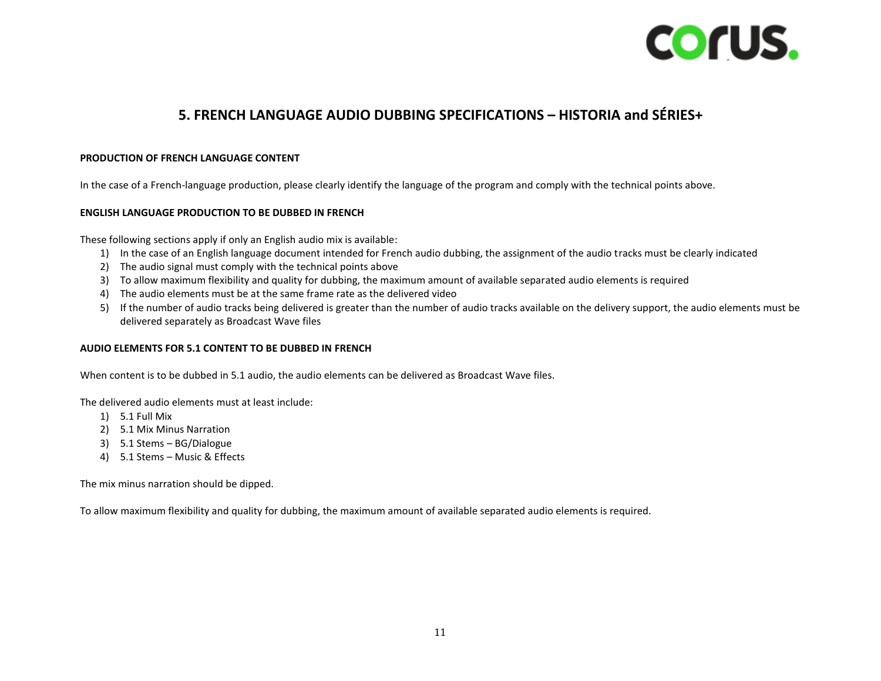## 5. FRENCH LANGUAGE AUDIO DUBBING SPECIFICATIONS – HISTORIA and SÉRIES+

**PRODUCTION OF FRENCH LANGUAGE CONTENT**

In the case of a French-language production, please clearly identify the language of the program and comply with the technical points above.

**ENGLISH LANGUAGE PRODUCTION TO BE DUBBED IN FRENCH**

These following sections apply if only an English audio mix is available:

1) In the case of an English language document intended for French audio dubbing, the assignment of the audio tracks must be clearly indicated
2) The audio signal must comply with the technical points above
3) To allow maximum flexibility and quality for dubbing, the maximum amount of available separated audio elements is required
4) The audio elements must be at the same frame rate as the delivered video
5) If the number of audio tracks being delivered is greater than the number of audio tracks available on the delivery support, the audio elements must be delivered separately as Broadcast Wave files

**AUDIO ELEMENTS FOR 5.1 CONTENT TO BE DUBBED IN FRENCH**

When content is to be dubbed in 5.1 audio, the audio elements can be delivered as Broadcast Wave files.

The delivered audio elements must at least include:

1) 5.1 Full Mix
2) 5.1 Mix Minus Narration
3) 5.1 Stems – BG/Dialogue
4) 5.1 Stems – Music & Effects

The mix minus narration should be dipped.

To allow maximum flexibility and quality for dubbing, the maximum amount of available separated audio elements is required.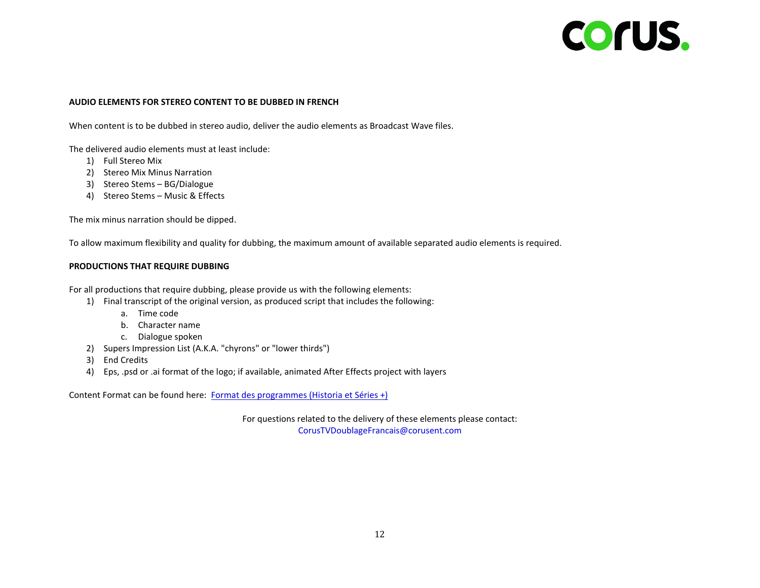**AUDIO ELEMENTS FOR STEREO CONTENT TO BE DUBBED IN FRENCH**

When content is to be dubbed in stereo audio, deliver the audio elements as Broadcast Wave files.

The delivered audio elements must at least include:

1) Full Stereo Mix
2) Stereo Mix Minus Narration
3) Stereo Stems – BG/Dialogue
4) Stereo Stems – Music & Effects

The mix minus narration should be dipped.

To allow maximum flexibility and quality for dubbing, the maximum amount of available separated audio elements is required.

**PRODUCTIONS THAT REQUIRE DUBBING**

For all productions that require dubbing, please provide us with the following elements:

1) Final transcript of the original version, as produced script that includes the following:
    a. Time code
    b. Character name
    c. Dialogue spoken
2) Supers Impression List (A.K.A. "chyrons" or "lower thirds")
3) End Credits
4) Eps, .psd or .ai format of the logo; if available, animated After Effects project with layers

Content Format can be found here: Format des programmes (Historia et Séries +)

For questions related to the delivery of these elements please contact:
CorusTVDoublageFrancais@corusent.com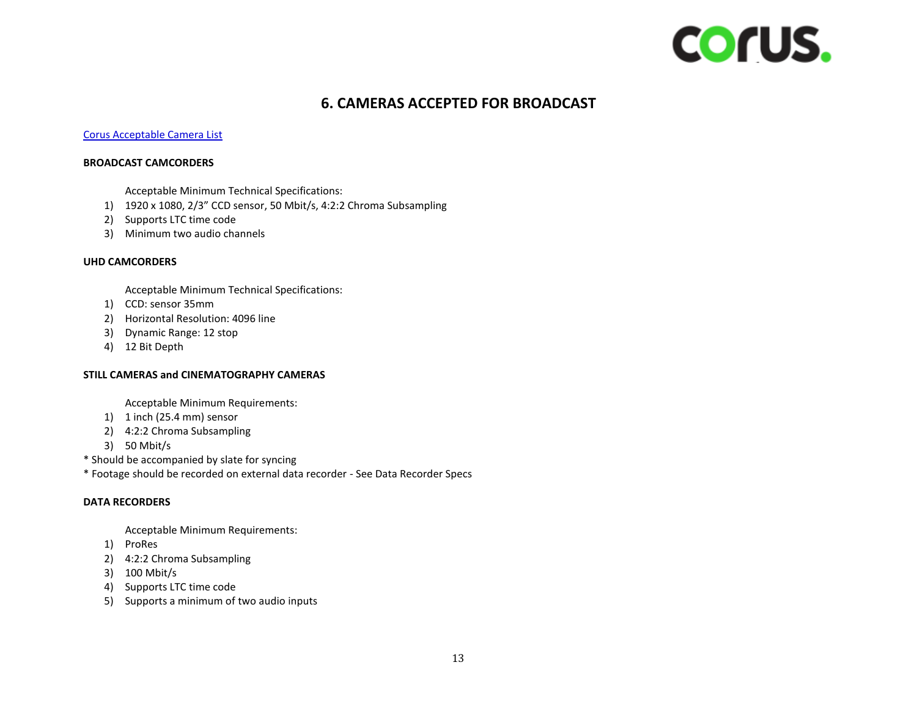# 6. CAMERAS ACCEPTED FOR BROADCAST

Corus Acceptable Camera List

**BROADCAST CAMCORDERS**

Acceptable Minimum Technical Specifications:

1) 1920 x 1080, 2/3" CCD sensor, 50 Mbit/s, 4:2:2 Chroma Subsampling
2) Supports LTC time code
3) Minimum two audio channels

**UHD CAMCORDERS**

Acceptable Minimum Technical Specifications:

1) CCD: sensor 35mm
2) Horizontal Resolution: 4096 line
3) Dynamic Range: 12 stop
4) 12 Bit Depth

**STILL CAMERAS and CINEMATOGRAPHY CAMERAS**

Acceptable Minimum Requirements:

1) 1 inch (25.4 mm) sensor
2) 4:2:2 Chroma Subsampling
3) 50 Mbit/s

* Should be accompanied by slate for syncing
* Footage should be recorded on external data recorder - See Data Recorder Specs

**DATA RECORDERS**

Acceptable Minimum Requirements:

1) ProRes
2) 4:2:2 Chroma Subsampling
3) 100 Mbit/s
4) Supports LTC time code
5) Supports a minimum of two audio inputs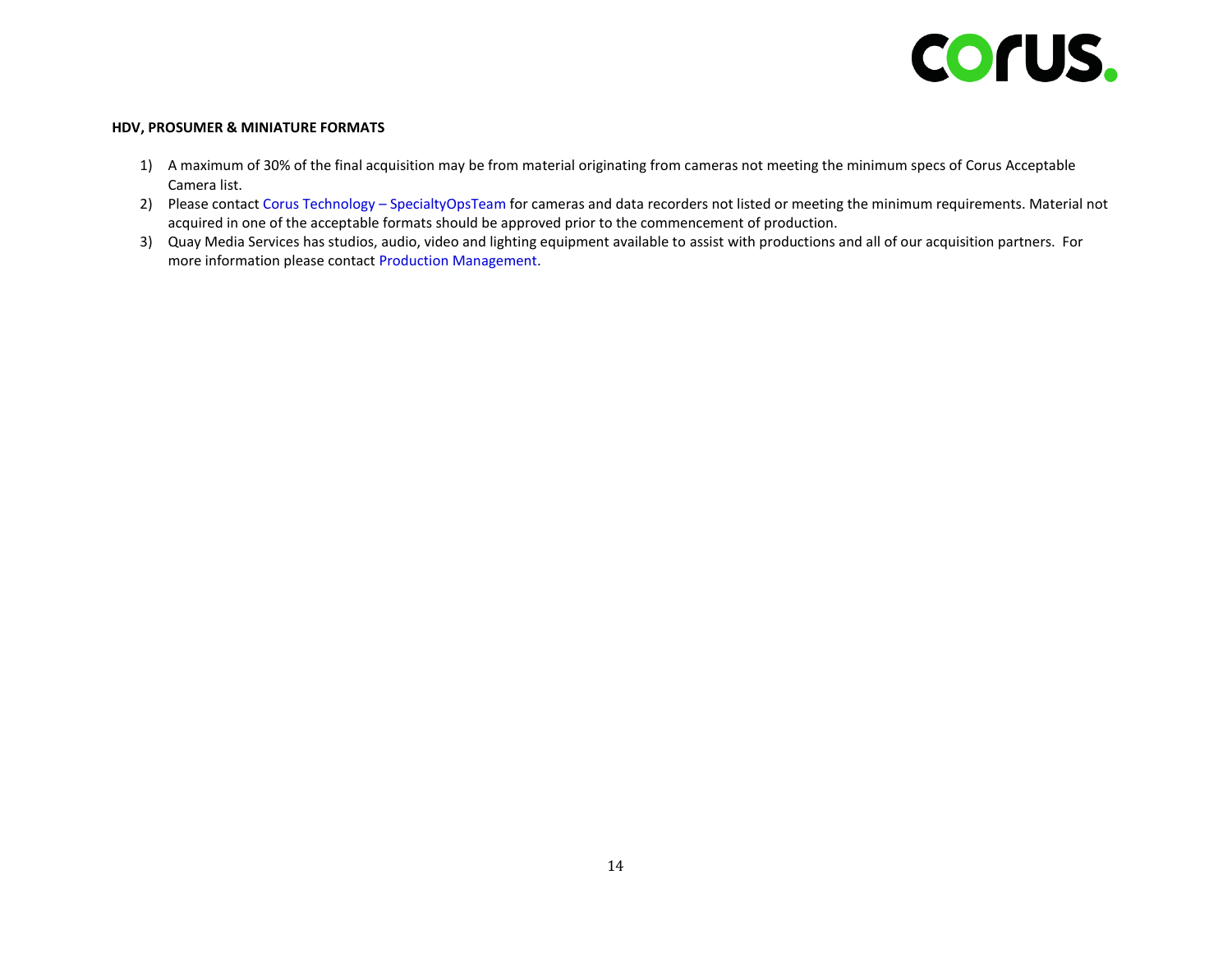**HDV, PROSUMER & MINIATURE FORMATS**

1) A maximum of 30% of the final acquisition may be from material originating from cameras not meeting the minimum specs of Corus Acceptable Camera list.
2) Please contact Corus Technology – SpecialtyOpsTeam for cameras and data recorders not listed or meeting the minimum requirements. Material not acquired in one of the acceptable formats should be approved prior to the commencement of production.
3) Quay Media Services has studios, audio, video and lighting equipment available to assist with productions and all of our acquisition partners. For more information please contact Production Management.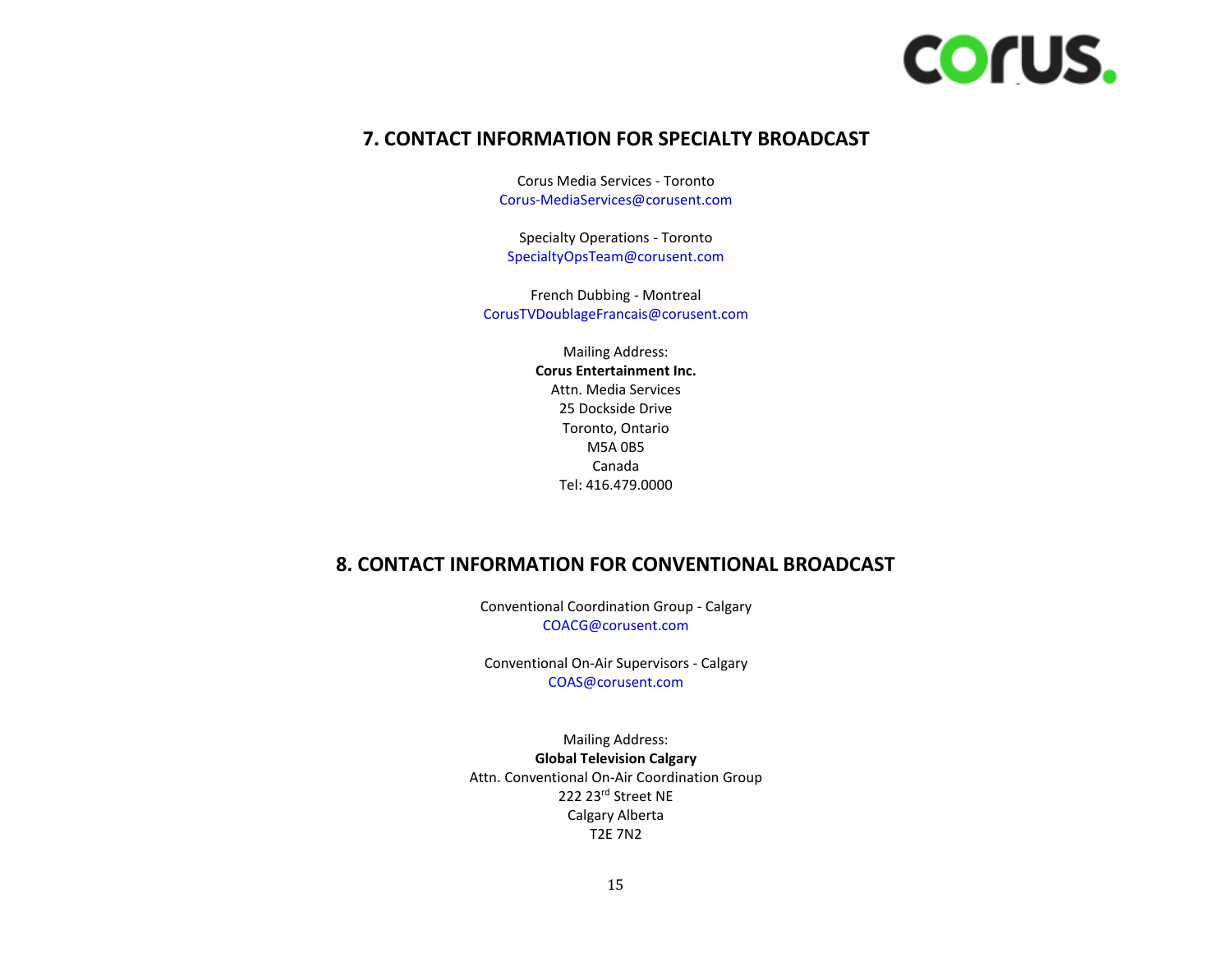## 7. CONTACT INFORMATION FOR SPECIALTY BROADCAST

Corus Media Services - Toronto
Corus-MediaServices@corusent.com

Specialty Operations - Toronto
SpecialtyOpsTeam@corusent.com

French Dubbing - Montreal
CorusTVDoublageFrancais@corusent.com

Mailing Address:
**Corus Entertainment Inc.**
Attn. Media Services
25 Dockside Drive
Toronto, Ontario
M5A 0B5
Canada
Tel: 416.479.0000

## 8. CONTACT INFORMATION FOR CONVENTIONAL BROADCAST

Conventional Coordination Group - Calgary
COACG@corusent.com

Conventional On-Air Supervisors - Calgary
COAS@corusent.com

Mailing Address:
**Global Television Calgary**
Attn. Conventional On-Air Coordination Group
222 23rd Street NE
Calgary Alberta
T2E 7N2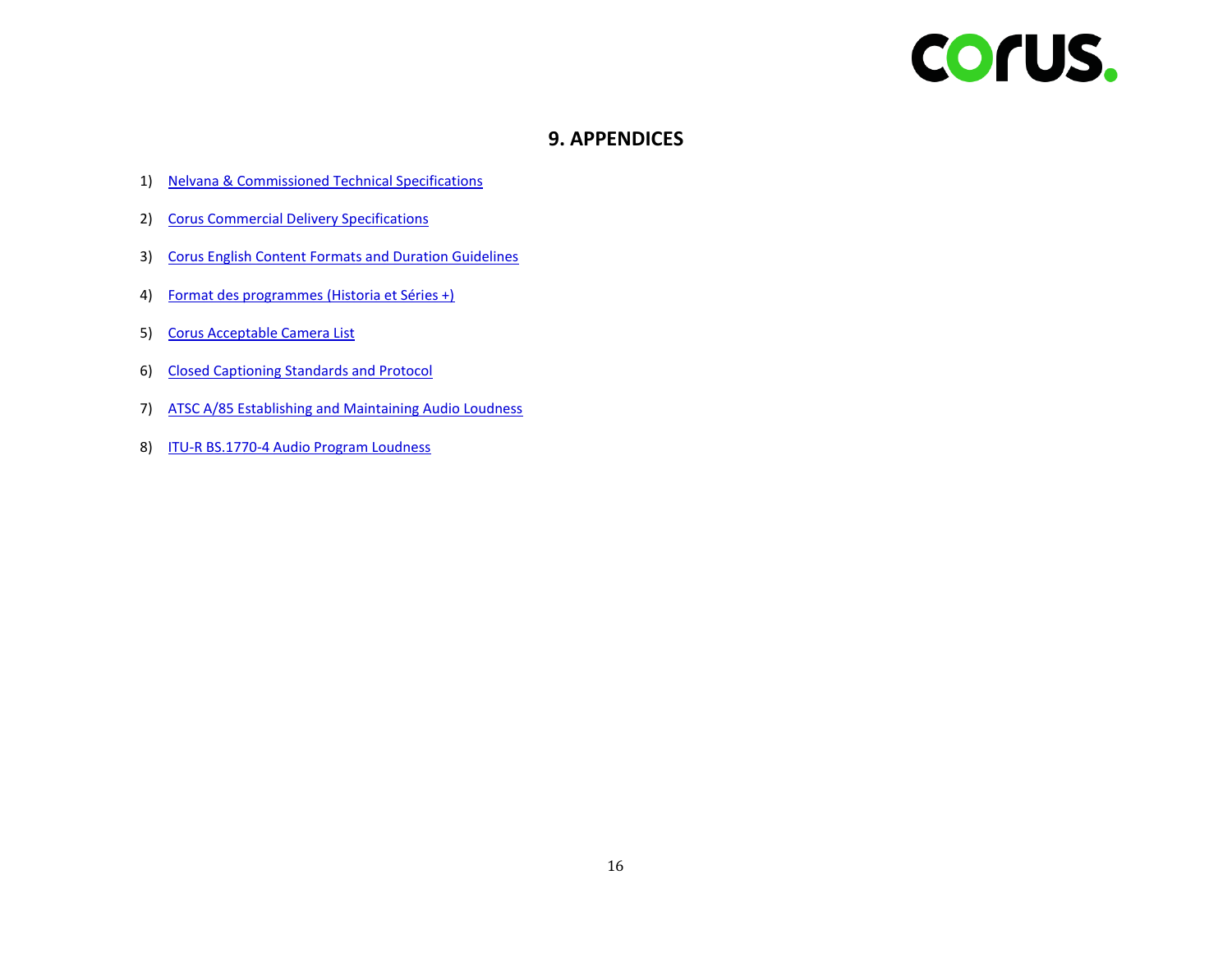# 9. APPENDICES

1) Nelvana & Commissioned Technical Specifications
2) Corus Commercial Delivery Specifications
3) Corus English Content Formats and Duration Guidelines
4) Format des programmes (Historia et Séries +)
5) Corus Acceptable Camera List
6) Closed Captioning Standards and Protocol
7) ATSC A/85 Establishing and Maintaining Audio Loudness
8) ITU-R BS.1770-4 Audio Program Loudness